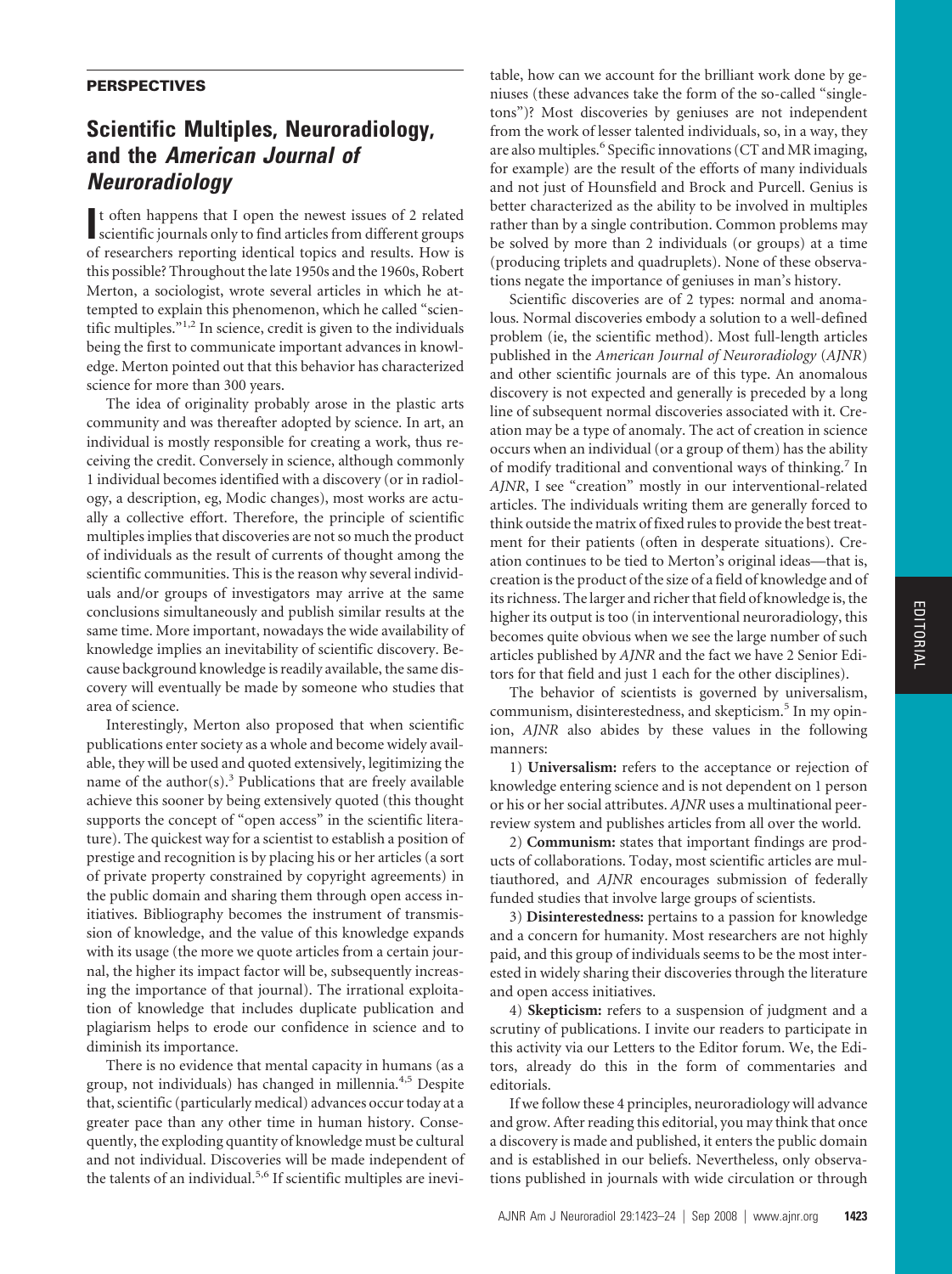**PERSPECTIVES**

# Scientific Multiples, Neuroradiology, and the *American Journal of Neuroradiology*

It often happens that I open the newest issues of 2 related scientific journals only to find articles from different groups of researchers reporting identical topics and results. How is this possible? Throughout the late 1950s and the 1960s, Robert Merton, a sociologist, wrote several articles in which he attempted to explain this phenomenon, which he called "scientific multiples."[1,2] In science, credit is given to the individuals being the first to communicate important advances in knowledge. Merton pointed out that this behavior has characterized science for more than 300 years.

The idea of originality probably arose in the plastic arts community and was thereafter adopted by science. In art, an individual is mostly responsible for creating a work, thus receiving the credit. Conversely in science, although commonly 1 individual becomes identified with a discovery (or in radiology, a description, eg, Modic changes), most works are actually a collective effort. Therefore, the principle of scientific multiples implies that discoveries are not so much the product of individuals as the result of currents of thought among the scientific communities. This is the reason why several individuals and/or groups of investigators may arrive at the same conclusions simultaneously and publish similar results at the same time. More important, nowadays the wide availability of knowledge implies an inevitability of scientific discovery. Because background knowledge is readily available, the same discovery will eventually be made by someone who studies that area of science.

Interestingly, Merton also proposed that when scientific publications enter society as a whole and become widely available, they will be used and quoted extensively, legitimizing the name of the author(s).[3] Publications that are freely available achieve this sooner by being extensively quoted (this thought supports the concept of "open access" in the scientific literature). The quickest way for a scientist to establish a position of prestige and recognition is by placing his or her articles (a sort of private property constrained by copyright agreements) in the public domain and sharing them through open access initiatives. Bibliography becomes the instrument of transmission of knowledge, and the value of this knowledge expands with its usage (the more we quote articles from a certain journal, the higher its impact factor will be, subsequently increasing the importance of that journal). The irrational exploitation of knowledge that includes duplicate publication and plagiarism helps to erode our confidence in science and to diminish its importance.

There is no evidence that mental capacity in humans (as a group, not individuals) has changed in millennia.[4,5] Despite that, scientific (particularly medical) advances occur today at a greater pace than any other time in human history. Consequently, the exploding quantity of knowledge must be cultural and not individual. Discoveries will be made independent of the talents of an individual.[5,6] If scientific multiples are inevitable, how can we account for the brilliant work done by geniuses (these advances take the form of the so-called "singletons")? Most discoveries by geniuses are not independent from the work of lesser talented individuals, so, in a way, they are also multiples.[6] Specific innovations (CT and MR imaging, for example) are the result of the efforts of many individuals and not just of Hounsfield and Brock and Purcell. Genius is better characterized as the ability to be involved in multiples rather than by a single contribution. Common problems may be solved by more than 2 individuals (or groups) at a time (producing triplets and quadruplets). None of these observations negate the importance of geniuses in man's history.

Scientific discoveries are of 2 types: normal and anomalous. Normal discoveries embody a solution to a well-defined problem (ie, the scientific method). Most full-length articles published in the *American Journal of Neuroradiology* (*AJNR*) and other scientific journals are of this type. An anomalous discovery is not expected and generally is preceded by a long line of subsequent normal discoveries associated with it. Creation may be a type of anomaly. The act of creation in science occurs when an individual (or a group of them) has the ability of modify traditional and conventional ways of thinking.[7] In *AJNR*, I see "creation" mostly in our interventional-related articles. The individuals writing them are generally forced to think outside the matrix of fixed rules to provide the best treatment for their patients (often in desperate situations). Creation continues to be tied to Merton's original ideas—that is, creation is the product of the size of a field of knowledge and of its richness. The larger and richer that field of knowledge is, the higher its output is too (in interventional neuroradiology, this becomes quite obvious when we see the large number of such articles published by *AJNR* and the fact we have 2 Senior Editors for that field and just 1 each for the other disciplines).

The behavior of scientists is governed by universalism, communism, disinterestedness, and skepticism.[5] In my opinion, *AJNR* also abides by these values in the following manners:

1) **Universalism:** refers to the acceptance or rejection of knowledge entering science and is not dependent on 1 person or his or her social attributes. *AJNR* uses a multinational peer-review system and publishes articles from all over the world.

2) **Communism:** states that important findings are products of collaborations. Today, most scientific articles are multiauthored, and *AJNR* encourages submission of federally funded studies that involve large groups of scientists.

3) **Disinterestedness:** pertains to a passion for knowledge and a concern for humanity. Most researchers are not highly paid, and this group of individuals seems to be the most interested in widely sharing their discoveries through the literature and open access initiatives.

4) **Skepticism:** refers to a suspension of judgment and a scrutiny of publications. I invite our readers to participate in this activity via our Letters to the Editor forum. We, the Editors, already do this in the form of commentaries and editorials.

If we follow these 4 principles, neuroradiology will advance and grow. After reading this editorial, you may think that once a discovery is made and published, it enters the public domain and is established in our beliefs. Nevertheless, only observations published in journals with wide circulation or through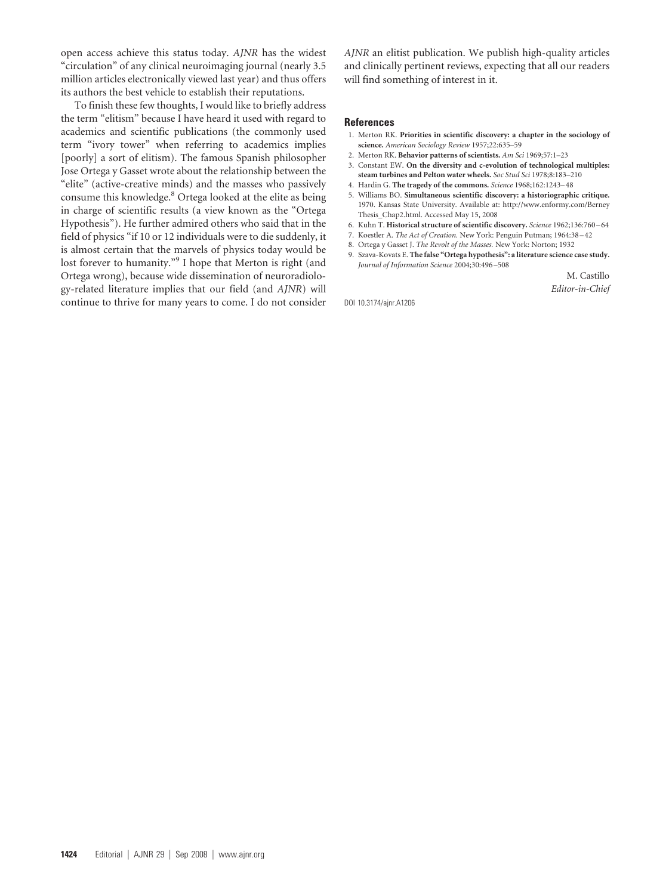open access achieve this status today. *AJNR* has the widest "circulation" of any clinical neuroimaging journal (nearly 3.5 million articles electronically viewed last year) and thus offers its authors the best vehicle to establish their reputations.

To finish these few thoughts, I would like to briefly address the term "elitism" because I have heard it used with regard to academics and scientific publications (the commonly used term "ivory tower" when referring to academics implies [poorly] a sort of elitism). The famous Spanish philosopher Jose Ortega y Gasset wrote about the relationship between the "elite" (active-creative minds) and the masses who passively consume this knowledge.[8] Ortega looked at the elite as being in charge of scientific results (a view known as the "Ortega Hypothesis"). He further admired others who said that in the field of physics "if 10 or 12 individuals were to die suddenly, it is almost certain that the marvels of physics today would be lost forever to humanity."[9] I hope that Merton is right (and Ortega wrong), because wide dissemination of neuroradiology-related literature implies that our field (and *AJNR*) will continue to thrive for many years to come. I do not consider *AJNR* an elitist publication. We publish high-quality articles and clinically pertinent reviews, expecting that all our readers will find something of interest in it.

## References

1. Merton RK. **Priorities in scientific discovery: a chapter in the sociology of science.** *American Sociology Review* 1957;22:635–59
2. Merton RK. **Behavior patterns of scientists.** *Am Sci* 1969;57:1–23
3. Constant EW. **On the diversity and c-evolution of technological multiples: steam turbines and Pelton water wheels.** *Soc Stud Sci* 1978;8:183–210
4. Hardin G. **The tragedy of the commons.** *Science* 1968;162:1243–48
5. Williams BO. **Simultaneous scientific discovery: a historiographic critique.** 1970. Kansas State University. Available at: http://www.enformy.com/Berney Thesis_Chap2.html. Accessed May 15, 2008
6. Kuhn T. **Historical structure of scientific discovery.** *Science* 1962;136:760–64
7. Koestler A. *The Act of Creation.* New York: Penguin Putman; 1964:38–42
8. Ortega y Gasset J. *The Revolt of the Masses.* New York: Norton; 1932
9. Szava-Kovats E. **The false "Ortega hypothesis": a literature science case study.** *Journal of Information Science* 2004;30:496–508

M. Castillo
*Editor-in-Chief*

DOI 10.3174/ajnr.A1206